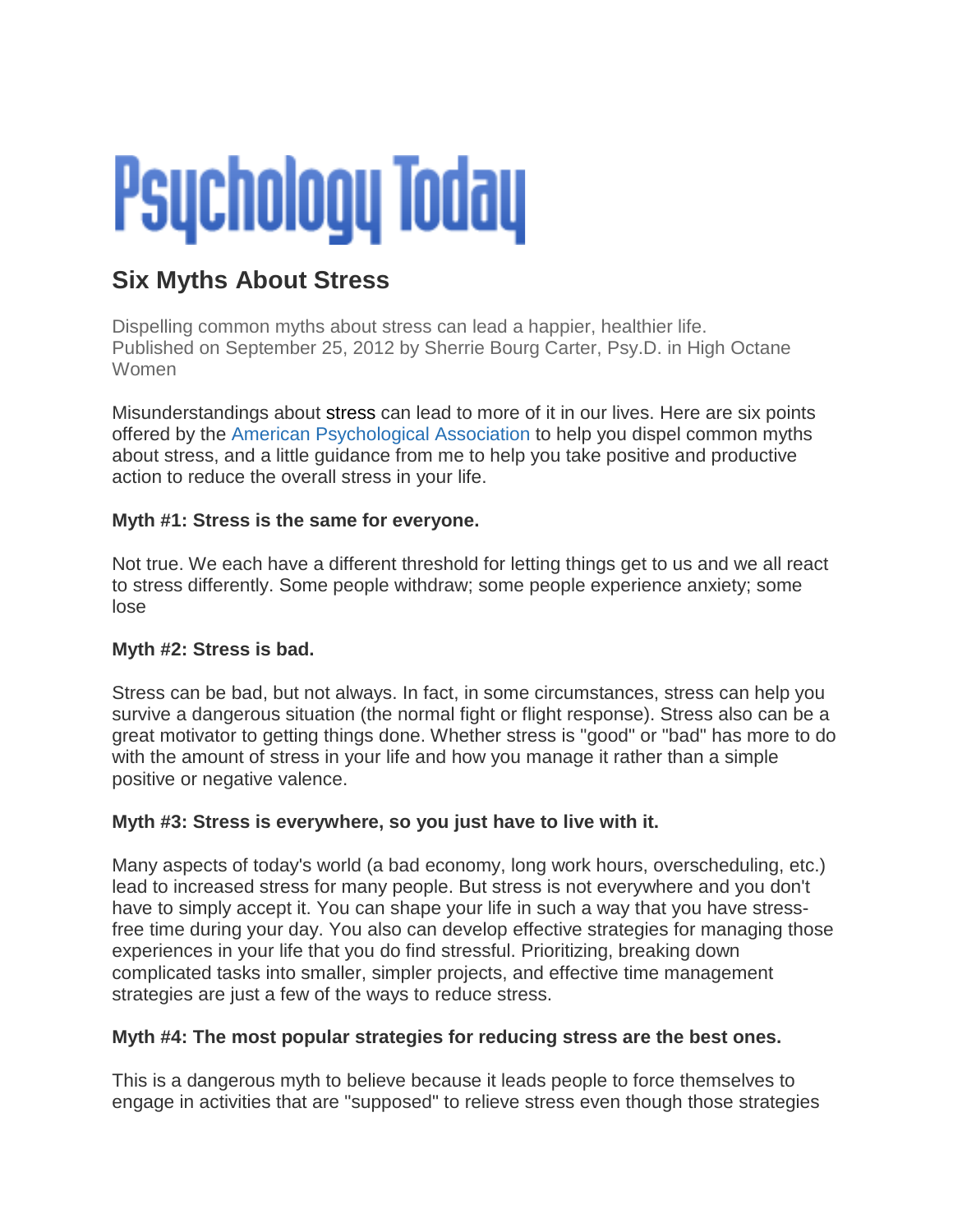# Psychology Today

## Six Myths About Stress

Dispelling common myths about stress can lead a happier, healthier life.
Published on September 25, 2012 by Sherrie Bourg Carter, Psy.D. in High Octane Women

Misunderstandings about stress can lead to more of it in our lives. Here are six points offered by the American Psychological Association to help you dispel common myths about stress, and a little guidance from me to help you take positive and productive action to reduce the overall stress in your life.

**Myth #1: Stress is the same for everyone.**

Not true. We each have a different threshold for letting things get to us and we all react to stress differently. Some people withdraw; some people experience anxiety; some lose

**Myth #2: Stress is bad.**

Stress can be bad, but not always. In fact, in some circumstances, stress can help you survive a dangerous situation (the normal fight or flight response). Stress also can be a great motivator to getting things done. Whether stress is "good" or "bad" has more to do with the amount of stress in your life and how you manage it rather than a simple positive or negative valence.

**Myth #3: Stress is everywhere, so you just have to live with it.**

Many aspects of today's world (a bad economy, long work hours, overscheduling, etc.) lead to increased stress for many people. But stress is not everywhere and you don't have to simply accept it. You can shape your life in such a way that you have stress-free time during your day. You also can develop effective strategies for managing those experiences in your life that you do find stressful. Prioritizing, breaking down complicated tasks into smaller, simpler projects, and effective time management strategies are just a few of the ways to reduce stress.

**Myth #4: The most popular strategies for reducing stress are the best ones.**

This is a dangerous myth to believe because it leads people to force themselves to engage in activities that are "supposed" to relieve stress even though those strategies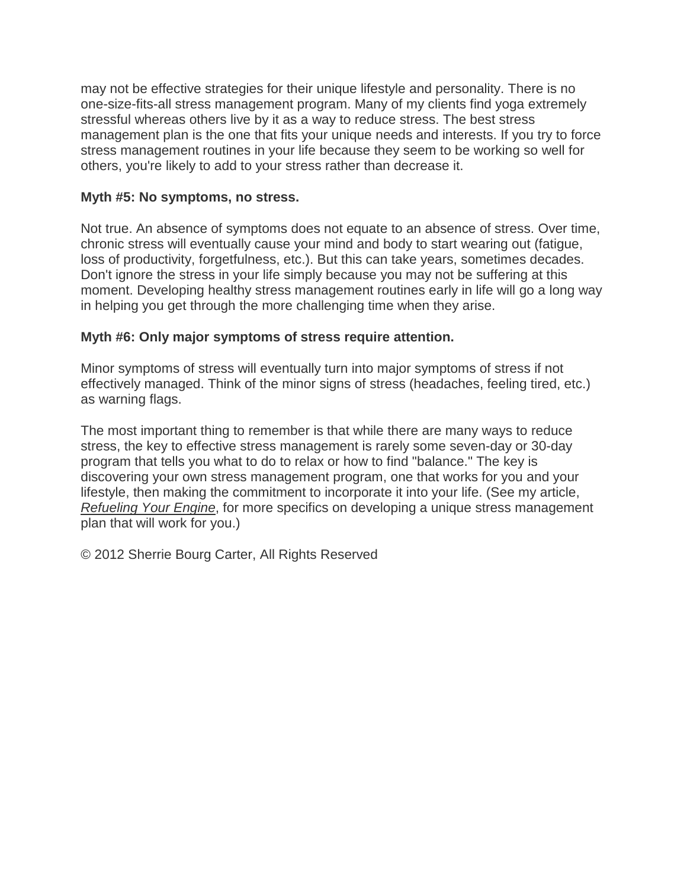may not be effective strategies for their unique lifestyle and personality. There is no one-size-fits-all stress management program. Many of my clients find yoga extremely stressful whereas others live by it as a way to reduce stress. The best stress management plan is the one that fits your unique needs and interests. If you try to force stress management routines in your life because they seem to be working so well for others, you're likely to add to your stress rather than decrease it.

**Myth #5: No symptoms, no stress.**

Not true. An absence of symptoms does not equate to an absence of stress. Over time, chronic stress will eventually cause your mind and body to start wearing out (fatigue, loss of productivity, forgetfulness, etc.). But this can take years, sometimes decades. Don't ignore the stress in your life simply because you may not be suffering at this moment. Developing healthy stress management routines early in life will go a long way in helping you get through the more challenging time when they arise.

**Myth #6: Only major symptoms of stress require attention.**

Minor symptoms of stress will eventually turn into major symptoms of stress if not effectively managed. Think of the minor signs of stress (headaches, feeling tired, etc.) as warning flags.

The most important thing to remember is that while there are many ways to reduce stress, the key to effective stress management is rarely some seven-day or 30-day program that tells you what to do to relax or how to find "balance." The key is discovering your own stress management program, one that works for you and your lifestyle, then making the commitment to incorporate it into your life. (See my article, *Refueling Your Engine*, for more specifics on developing a unique stress management plan that will work for you.)

© 2012 Sherrie Bourg Carter, All Rights Reserved